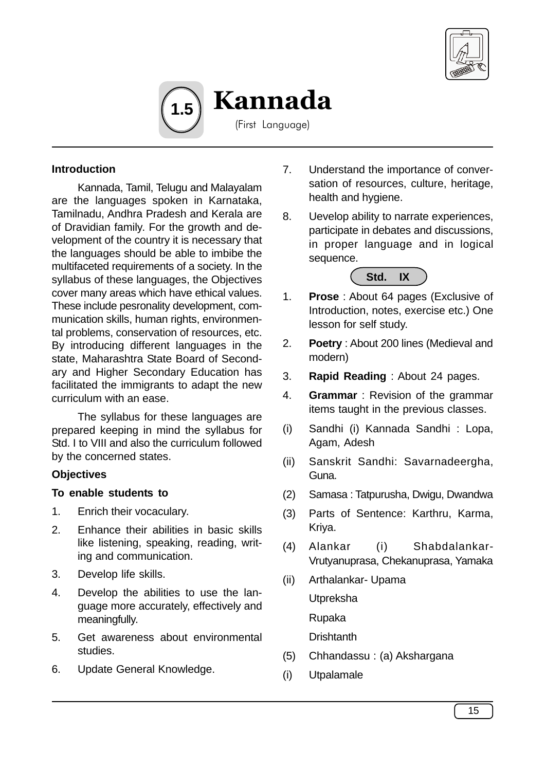# 1.5 Kannada

(First Language)

**Introduction**

Kannada, Tamil, Telugu and Malayalam are the languages spoken in Karnataka, Tamilnadu, Andhra Pradesh and Kerala are of Dravidian family. For the growth and development of the country it is necessary that the languages should be able to imbibe the multifaceted requirements of a society. In the syllabus of these languages, the Objectives cover many areas which have ethical values. These include pesronality development, communication skills, human rights, environmental problems, conservation of resources, etc. By introducing different languages in the state, Maharashtra State Board of Secondary and Higher Secondary Education has facilitated the immigrants to adapt the new curriculum with an ease.

The syllabus for these languages are prepared keeping in mind the syllabus for Std. I to VIII and also the curriculum followed by the concerned states.

**Objectives**

**To enable students to**

1. Enrich their vocaculary.
2. Enhance their abilities in basic skills like listening, speaking, reading, writing and communication.
3. Develop life skills.
4. Develop the abilities to use the language more accurately, effectively and meaningfully.
5. Get awareness about environmental studies.
6. Update General Knowledge.
7. Understand the importance of conversation of resources, culture, heritage, health and hygiene.
8. Uevelop ability to narrate experiences, participate in debates and discussions, in proper language and in logical sequence.

**Std. IX**

1. **Prose** : About 64 pages (Exclusive of Introduction, notes, exercise etc.) One lesson for self study.
2. **Poetry** : About 200 lines (Medieval and modern)
3. **Rapid Reading** : About 24 pages.
4. **Grammar** : Revision of the grammar items taught in the previous classes.

(i) Sandhi (i) Kannada Sandhi : Lopa, Agam, Adesh

(ii) Sanskrit Sandhi: Savarnadeergha, Guna.

(2) Samasa : Tatpurusha, Dwigu, Dwandwa

(3) Parts of Sentence: Karthru, Karma, Kriya.

(4) Alankar (i) Shabdalankar-Vrutyanuprasa, Chekanuprasa, Yamaka

(ii) Arthalankar- Upama

Utpreksha

Rupaka

Drishtanth

(5) Chhandassu : (a) Akshargana

(i) Utpalamale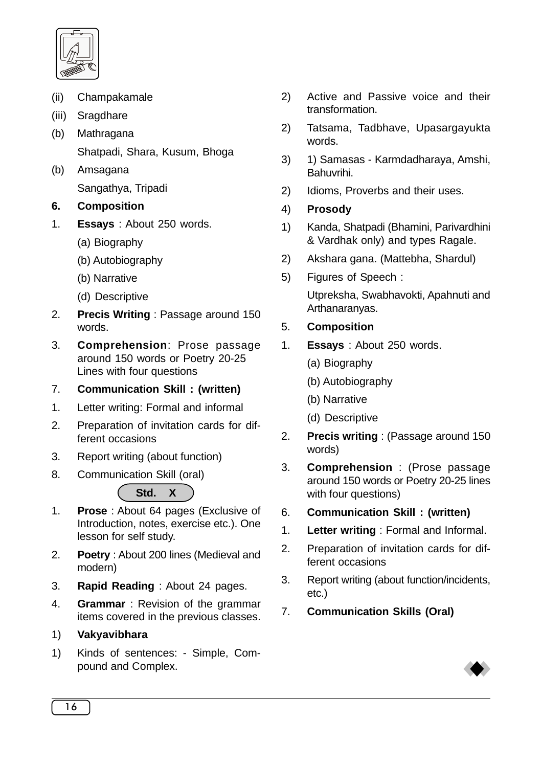(ii) Champakamale

(iii) Sragdhare

(b) Mathragana

Shatpadi, Shara, Kusum, Bhoga

(b) Amsagana

Sangathya, Tripadi

**6. Composition**

1. **Essays** : About 250 words.

   (a) Biography

   (b) Autobiography

   (b) Narrative

   (d) Descriptive

2. **Precis Writing** : Passage around 150 words.

3. **Comprehension**: Prose passage around 150 words or Poetry 20-25 Lines with four questions

7. **Communication Skill : (written)**

1. Letter writing: Formal and informal

2. Preparation of invitation cards for different occasions

3. Report writing (about function)

8. Communication Skill (oral)

## Std. X

1. **Prose** : About 64 pages (Exclusive of Introduction, notes, exercise etc.). One lesson for self study.

2. **Poetry** : About 200 lines (Medieval and modern)

3. **Rapid Reading** : About 24 pages.

4. **Grammar** : Revision of the grammar items covered in the previous classes.

1) **Vakyavibhara**

1) Kinds of sentences: - Simple, Compound and Complex.

2) Active and Passive voice and their transformation.

2) Tatsama, Tadbhave, Upasargayukta words.

3) 1) Samasas - Karmdadharaya, Amshi, Bahuvrihi.

2) Idioms, Proverbs and their uses.

4) **Prosody**

1) Kanda, Shatpadi (Bhamini, Parivardhini & Vardhak only) and types Ragale.

2) Akshara gana. (Mattebha, Shardul)

5) Figures of Speech :

Utpreksha, Swabhavokti, Apahnuti and Arthanaranyas.

5. **Composition**

1. **Essays** : About 250 words.

   (a) Biography

   (b) Autobiography

   (b) Narrative

   (d) Descriptive

2. **Precis writing** : (Passage around 150 words)

3. **Comprehension** : (Prose passage around 150 words or Poetry 20-25 lines with four questions)

6. **Communication Skill : (written)**

1. **Letter writing** : Formal and Informal.

2. Preparation of invitation cards for different occasions

3. Report writing (about function/incidents, etc.)

7. **Communication Skills (Oral)**